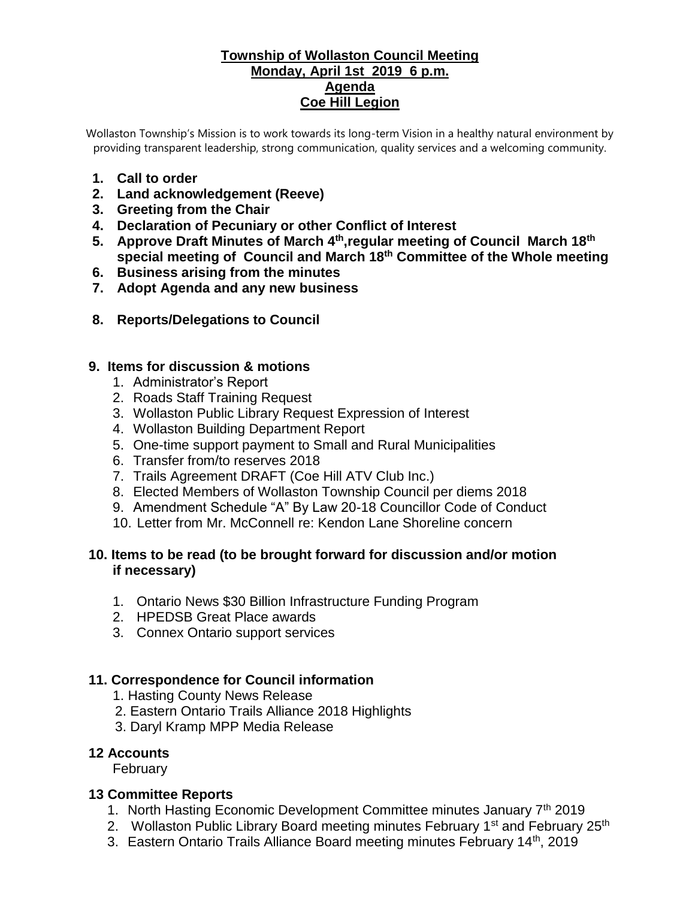# Township of Wollaston Council Meeting
## Monday, April 1st 2019 6 p.m.
## Agenda
## Coe Hill Legion

Wollaston Township's Mission is to work towards its long-term Vision in a healthy natural environment by providing transparent leadership, strong communication, quality services and a welcoming community.

1. **Call to order**
2. **Land acknowledgement (Reeve)**
3. **Greeting from the Chair**
4. **Declaration of Pecuniary or other Conflict of Interest**
5. **Approve Draft Minutes of March 4th, regular meeting of Council March 18th special meeting of Council and March 18th Committee of the Whole meeting**
6. **Business arising from the minutes**
7. **Adopt Agenda and any new business**
8. **Reports/Delegations to Council**

**9. Items for discussion & motions**

1. Administrator's Report
2. Roads Staff Training Request
3. Wollaston Public Library Request Expression of Interest
4. Wollaston Building Department Report
5. One-time support payment to Small and Rural Municipalities
6. Transfer from/to reserves 2018
7. Trails Agreement DRAFT (Coe Hill ATV Club Inc.)
8. Elected Members of Wollaston Township Council per diems 2018
9. Amendment Schedule "A" By Law 20-18 Councillor Code of Conduct
10. Letter from Mr. McConnell re: Kendon Lane Shoreline concern

**10. Items to be read (to be brought forward for discussion and/or motion if necessary)**

1. Ontario News $30 Billion Infrastructure Funding Program
2. HPEDSB Great Place awards
3. Connex Ontario support services

**11. Correspondence for Council information**

1. Hasting County News Release
2. Eastern Ontario Trails Alliance 2018 Highlights
3. Daryl Kramp MPP Media Release

**12 Accounts**

February

**13 Committee Reports**

1. North Hasting Economic Development Committee minutes January 7th 2019
2. Wollaston Public Library Board meeting minutes February 1st and February 25th
3. Eastern Ontario Trails Alliance Board meeting minutes February 14th, 2019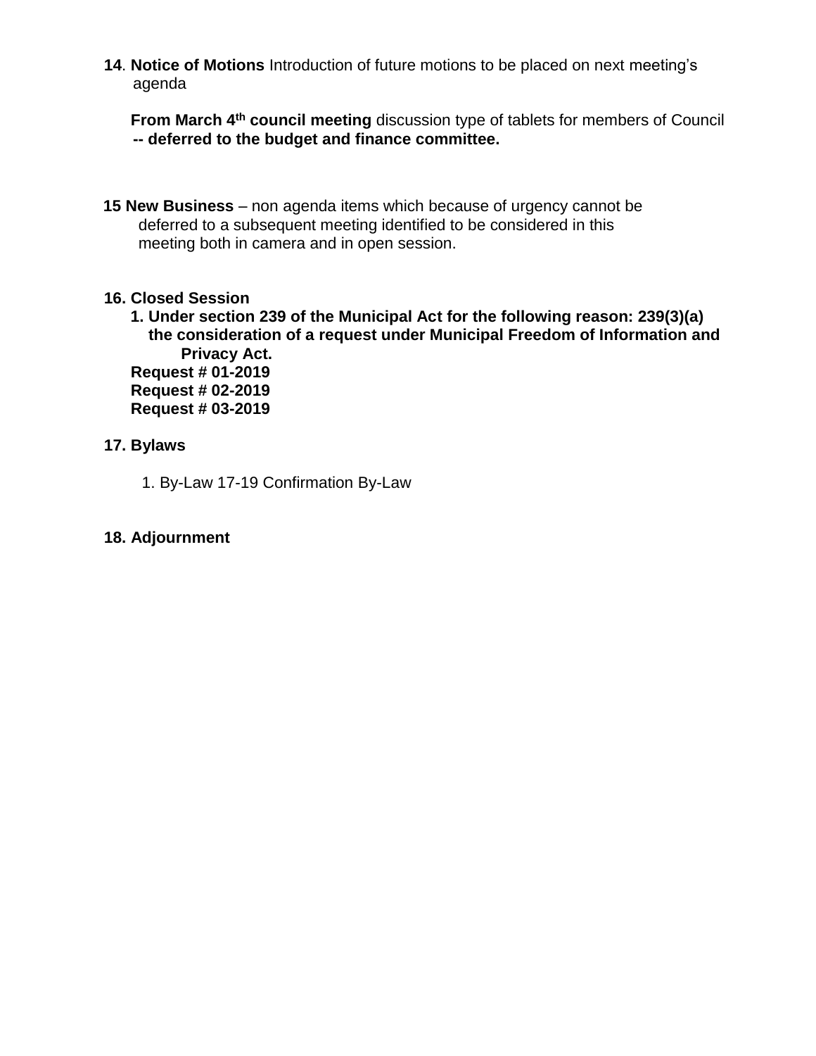**14**. **Notice of Motions** Introduction of future motions to be placed on next meeting's agenda

**From March 4th council meeting** discussion type of tablets for members of Council **-- deferred to the budget and finance committee.**

**15 New Business** – non agenda items which because of urgency cannot be deferred to a subsequent meeting identified to be considered in this meeting both in camera and in open session.

**16. Closed Session**

**1. Under section 239 of the Municipal Act for the following reason: 239(3)(a) the consideration of a request under Municipal Freedom of Information and Privacy Act.**

**Request # 01-2019**
**Request # 02-2019**
**Request # 03-2019**

**17. Bylaws**

1. By-Law 17-19 Confirmation By-Law

**18. Adjournment**